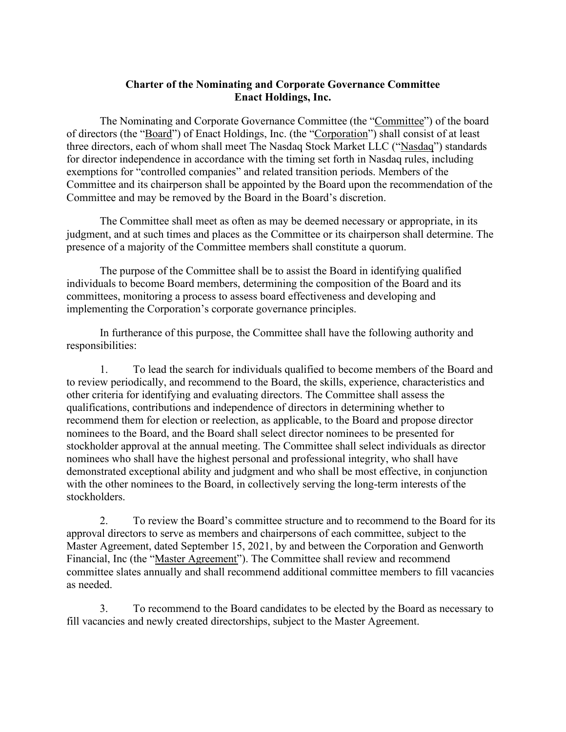# Charter of the Nominating and Corporate Governance Committee
# Enact Holdings, Inc.

The Nominating and Corporate Governance Committee (the "Committee") of the board of directors (the "Board") of Enact Holdings, Inc. (the "Corporation") shall consist of at least three directors, each of whom shall meet The Nasdaq Stock Market LLC ("Nasdaq") standards for director independence in accordance with the timing set forth in Nasdaq rules, including exemptions for "controlled companies" and related transition periods. Members of the Committee and its chairperson shall be appointed by the Board upon the recommendation of the Committee and may be removed by the Board in the Board's discretion.

The Committee shall meet as often as may be deemed necessary or appropriate, in its judgment, and at such times and places as the Committee or its chairperson shall determine. The presence of a majority of the Committee members shall constitute a quorum.

The purpose of the Committee shall be to assist the Board in identifying qualified individuals to become Board members, determining the composition of the Board and its committees, monitoring a process to assess board effectiveness and developing and implementing the Corporation's corporate governance principles.

In furtherance of this purpose, the Committee shall have the following authority and responsibilities:

1. To lead the search for individuals qualified to become members of the Board and to review periodically, and recommend to the Board, the skills, experience, characteristics and other criteria for identifying and evaluating directors. The Committee shall assess the qualifications, contributions and independence of directors in determining whether to recommend them for election or reelection, as applicable, to the Board and propose director nominees to the Board, and the Board shall select director nominees to be presented for stockholder approval at the annual meeting. The Committee shall select individuals as director nominees who shall have the highest personal and professional integrity, who shall have demonstrated exceptional ability and judgment and who shall be most effective, in conjunction with the other nominees to the Board, in collectively serving the long-term interests of the stockholders.

2. To review the Board's committee structure and to recommend to the Board for its approval directors to serve as members and chairpersons of each committee, subject to the Master Agreement, dated September 15, 2021, by and between the Corporation and Genworth Financial, Inc (the "Master Agreement"). The Committee shall review and recommend committee slates annually and shall recommend additional committee members to fill vacancies as needed.

3. To recommend to the Board candidates to be elected by the Board as necessary to fill vacancies and newly created directorships, subject to the Master Agreement.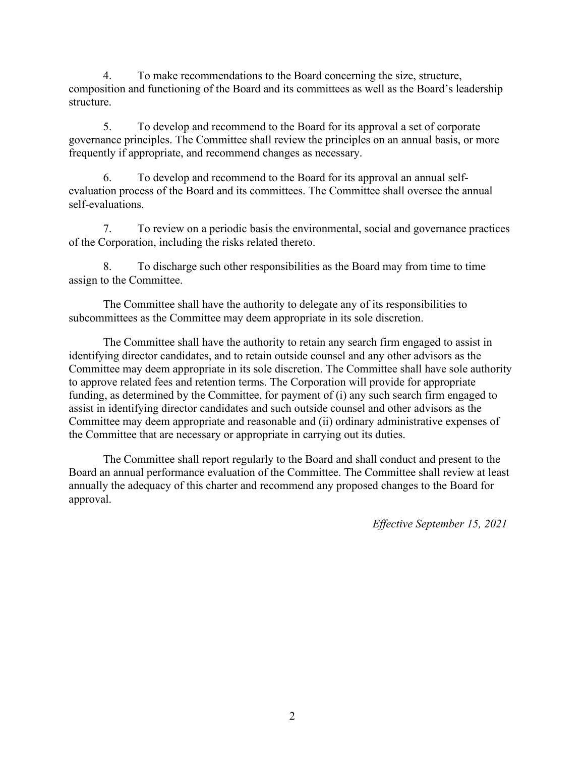4. To make recommendations to the Board concerning the size, structure, composition and functioning of the Board and its committees as well as the Board's leadership structure.

5. To develop and recommend to the Board for its approval a set of corporate governance principles. The Committee shall review the principles on an annual basis, or more frequently if appropriate, and recommend changes as necessary.

6. To develop and recommend to the Board for its approval an annual self-evaluation process of the Board and its committees. The Committee shall oversee the annual self-evaluations.

7. To review on a periodic basis the environmental, social and governance practices of the Corporation, including the risks related thereto.

8. To discharge such other responsibilities as the Board may from time to time assign to the Committee.

The Committee shall have the authority to delegate any of its responsibilities to subcommittees as the Committee may deem appropriate in its sole discretion.

The Committee shall have the authority to retain any search firm engaged to assist in identifying director candidates, and to retain outside counsel and any other advisors as the Committee may deem appropriate in its sole discretion. The Committee shall have sole authority to approve related fees and retention terms. The Corporation will provide for appropriate funding, as determined by the Committee, for payment of (i) any such search firm engaged to assist in identifying director candidates and such outside counsel and other advisors as the Committee may deem appropriate and reasonable and (ii) ordinary administrative expenses of the Committee that are necessary or appropriate in carrying out its duties.

The Committee shall report regularly to the Board and shall conduct and present to the Board an annual performance evaluation of the Committee. The Committee shall review at least annually the adequacy of this charter and recommend any proposed changes to the Board for approval.

*Effective September 15, 2021*